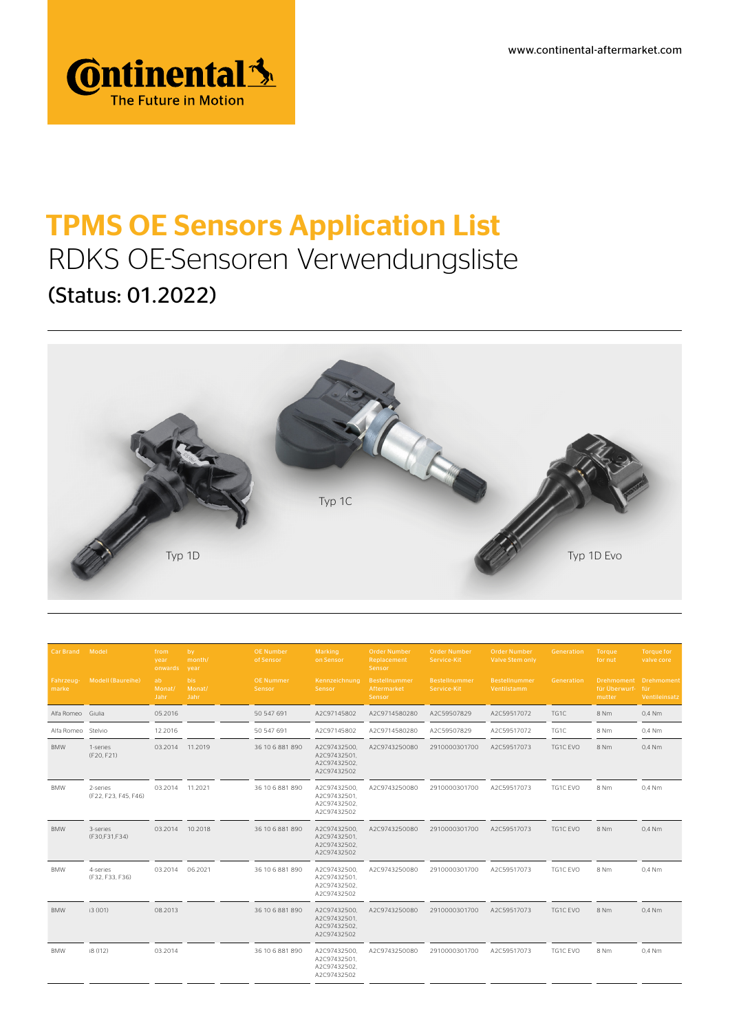www.continental-aftermarket.com

Continental The Future in Motion

# TPMS OE Sensors Application List

## RDKS OE-Sensoren Verwendungsliste

### (Status: 01.2022)

Typ 1D

Typ 1C

Typ 1D Evo

| Car Brand / Fahrzeug-marke | Model / Modell (Baureihe) | from year onwards / ab Monat/ Jahr | by month/ year / bis Monat/ Jahr | OE Number of Sensor / OE Nummer Sensor | Marking on Sensor / Kennzeichnung Sensor | Order Number Replacement Sensor / Bestellnummer Aftermarket Sensor | Order Number Service-Kit / Bestellnummer Service-Kit | Order Number Valve Stem only / Bestellnummer Ventilstamm | Generation / Generation | Torque for nut / Drehmoment für Überwurf-mutter | Torque for valve core / Drehmoment für Ventileinsatz |
|---|---|---|---|---|---|---|---|---|---|---|---|
| Alfa Romeo | Giulia | 05.2016 | | 50 547 691 | A2C97145802 | A2C9714580280 | A2C59507829 | A2C59517072 | TG1C | 8 Nm | 0.4 Nm |
| Alfa Romeo | Stelvio | 12.2016 | | 50 547 691 | A2C97145802 | A2C9714580280 | A2C59507829 | A2C59517072 | TG1C | 8 Nm | 0.4 Nm |
| BMW | 1-series (F20, F21) | 03.2014 | 11.2019 | 36 10 6 881 890 | A2C97432500, A2C97432501, A2C97432502, A2C97432502 | A2C9743250080 | 2910000301700 | A2C59517073 | TG1C EVO | 8 Nm | 0.4 Nm |
| BMW | 2-series (F22, F23, F45, F46) | 03.2014 | 11.2021 | 36 10 6 881 890 | A2C97432500, A2C97432501, A2C97432502, A2C97432502 | A2C9743250080 | 2910000301700 | A2C59517073 | TG1C EVO | 8 Nm | 0.4 Nm |
| BMW | 3-series (F30,F31,F34) | 03.2014 | 10.2018 | 36 10 6 881 890 | A2C97432500, A2C97432501, A2C97432502, A2C97432502 | A2C9743250080 | 2910000301700 | A2C59517073 | TG1C EVO | 8 Nm | 0.4 Nm |
| BMW | 4-series (F32, F33, F36) | 03.2014 | 06.2021 | 36 10 6 881 890 | A2C97432500, A2C97432501, A2C97432502, A2C97432502 | A2C9743250080 | 2910000301700 | A2C59517073 | TG1C EVO | 8 Nm | 0.4 Nm |
| BMW | i3 (I01) | 08.2013 | | 36 10 6 881 890 | A2C97432500, A2C97432501, A2C97432502, A2C97432502 | A2C9743250080 | 2910000301700 | A2C59517073 | TG1C EVO | 8 Nm | 0.4 Nm |
| BMW | i8 (I12) | 03.2014 | | 36 10 6 881 890 | A2C97432500, A2C97432501, A2C97432502, A2C97432502 | A2C9743250080 | 2910000301700 | A2C59517073 | TG1C EVO | 8 Nm | 0.4 Nm |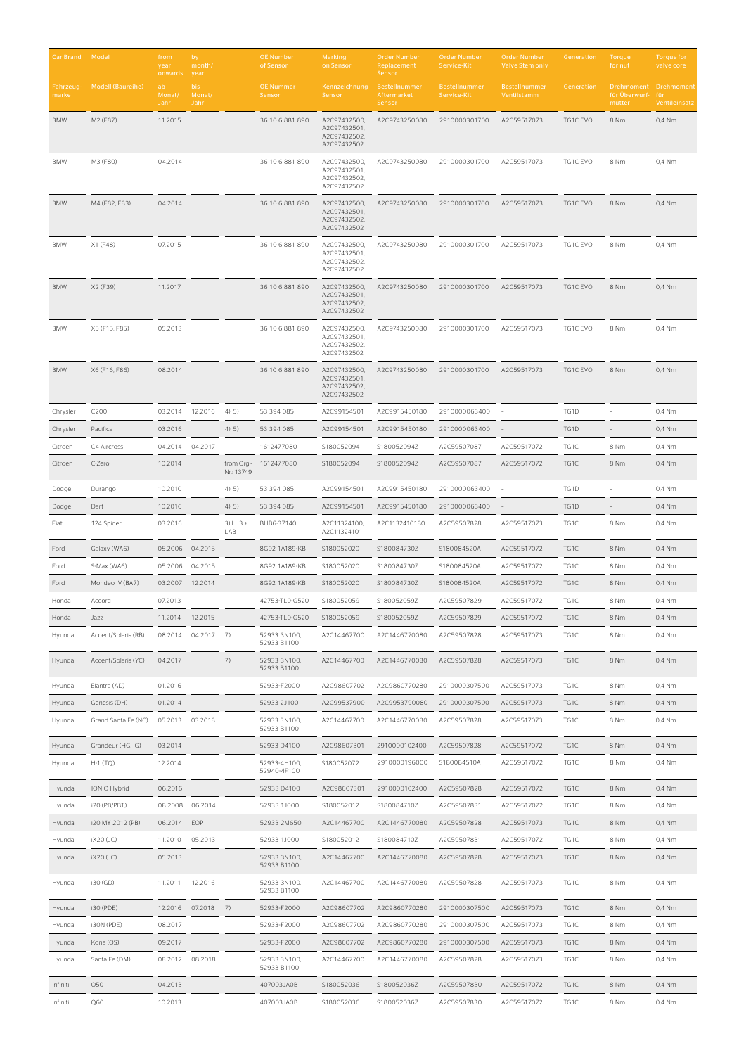| Car Brand | Model | from year onwards | by month/ year | | OE Number of Sensor | Marking on Sensor | Order Number Replacement Sensor | Order Number Service-Kit | Order Number Valve Stem only | Generation | Torque for nut | Torque for valve core |
|---|---|---|---|---|---|---|---|---|---|---|---|---|
| Fahrzeug-marke | Modell (Baureihe) | ab Monat/ Jahr | bis Monat/ Jahr | | OE Nummer Sensor | Kennzeichnung Sensor | Bestellnummer Aftermarket Sensor | Bestellnummer Service-Kit | Bestellnummer Ventilstamm | Generation | Drehmoment für Überwurf-mutter | Drehmoment für Ventileinsatz |
| BMW | M2 (F87) | 11.2015 | | | 36 10 6 881 890 | A2C97432500, A2C97432501, A2C97432502, A2C97432502 | A2C9743250080 | 2910000301700 | A2C59517073 | TG1C EVO | 8 Nm | 0,4 Nm |
| BMW | M3 (F80) | 04.2014 | | | 36 10 6 881 890 | A2C97432500, A2C97432501, A2C97432502, A2C97432502 | A2C9743250080 | 2910000301700 | A2C59517073 | TG1C EVO | 8 Nm | 0,4 Nm |
| BMW | M4 (F82, F83) | 04.2014 | | | 36 10 6 881 890 | A2C97432500, A2C97432501, A2C97432502, A2C97432502 | A2C9743250080 | 2910000301700 | A2C59517073 | TG1C EVO | 8 Nm | 0,4 Nm |
| BMW | X1 (F48) | 07.2015 | | | 36 10 6 881 890 | A2C97432500, A2C97432501, A2C97432502, A2C97432502 | A2C9743250080 | 2910000301700 | A2C59517073 | TG1C EVO | 8 Nm | 0,4 Nm |
| BMW | X2 (F39) | 11.2017 | | | 36 10 6 881 890 | A2C97432500, A2C97432501, A2C97432502, A2C97432502 | A2C9743250080 | 2910000301700 | A2C59517073 | TG1C EVO | 8 Nm | 0,4 Nm |
| BMW | X5 (F15, F85) | 05.2013 | | | 36 10 6 881 890 | A2C97432500, A2C97432501, A2C97432502, A2C97432502 | A2C9743250080 | 2910000301700 | A2C59517073 | TG1C EVO | 8 Nm | 0,4 Nm |
| BMW | X6 (F16, F86) | 08.2014 | | | 36 10 6 881 890 | A2C97432500, A2C97432501, A2C97432502, A2C97432502 | A2C9743250080 | 2910000301700 | A2C59517073 | TG1C EVO | 8 Nm | 0,4 Nm |
| Chrysler | C200 | 03.2014 | 12.2016 | 4), 5) | 53 394 085 | A2C99154501 | A2C9915450180 | 2910000063400 | - | TG1D | - | 0,4 Nm |
| Chrysler | Pacifica | 03.2016 | | 4), 5) | 53 394 085 | A2C99154501 | A2C9915450180 | 2910000063400 | - | TG1D | - | 0,4 Nm |
| Citroen | C4 Aircross | 04.2014 | 04.2017 | | 1612477080 | S180052094 | S180052094Z | A2C59507087 | A2C59517072 | TG1C | 8 Nm | 0,4 Nm |
| Citroen | C-Zero | 10.2014 | | from Org-Nr.: 13749 | 1612477080 | S180052094 | S180052094Z | A2C59507087 | A2C59517072 | TG1C | 8 Nm | 0,4 Nm |
| Dodge | Durango | 10.2010 | | 4), 5) | 53 394 085 | A2C99154501 | A2C9915450180 | 2910000063400 | - | TG1D | - | 0,4 Nm |
| Dodge | Dart | 10.2016 | | 4), 5) | 53 394 085 | A2C99154501 | A2C9915450180 | 2910000063400 | - | TG1D | - | 0,4 Nm |
| Fiat | 124 Spider | 03.2016 | | 3) LL3 + LAB | BHB6-37140 | A2C11324100, A2C11324101 | A2C1132410180 | A2C59507828 | A2C59517073 | TG1C | 8 Nm | 0,4 Nm |
| Ford | Galaxy (WA6) | 05.2006 | 04.2015 | | 8G92 1A189-KB | S180052020 | S180084730Z | S180084520A | A2C59517072 | TG1C | 8 Nm | 0,4 Nm |
| Ford | S-Max (WA6) | 05.2006 | 04.2015 | | 8G92 1A189-KB | S180052020 | S180084730Z | S180084520A | A2C59517072 | TG1C | 8 Nm | 0,4 Nm |
| Ford | Mondeo IV (BA7) | 03.2007 | 12.2014 | | 8G92 1A189-KB | S180052020 | S180084730Z | S180084520A | A2C59517072 | TG1C | 8 Nm | 0,4 Nm |
| Honda | Accord | 07.2013 | | | 42753-TL0-G520 | S180052059 | S180052059Z | A2C59507829 | A2C59517072 | TG1C | 8 Nm | 0,4 Nm |
| Honda | Jazz | 11.2014 | 12.2015 | | 42753-TL0-G520 | S180052059 | S180052059Z | A2C59507829 | A2C59517072 | TG1C | 8 Nm | 0,4 Nm |
| Hyundai | Accent/Solaris (RB) | 08.2014 | 04.2017 | 7) | 52933 3N100, 52933 B1100 | A2C14467700 | A2C1446770080 | A2C59507828 | A2C59517073 | TG1C | 8 Nm | 0,4 Nm |
| Hyundai | Accent/Solaris (YC) | 04.2017 | | 7) | 52933 3N100, 52933 B1100 | A2C14467700 | A2C1446770080 | A2C59507828 | A2C59517073 | TG1C | 8 Nm | 0,4 Nm |
| Hyundai | Elantra (AD) | 01.2016 | | | 52933-F2000 | A2C98607702 | A2C9860770280 | 2910000307500 | A2C59517073 | TG1C | 8 Nm | 0,4 Nm |
| Hyundai | Genesis (DH) | 01.2014 | | | 52933 2J100 | A2C99537900 | A2C9953790080 | 2910000307500 | A2C59517073 | TG1C | 8 Nm | 0,4 Nm |
| Hyundai | Grand Santa Fe (NC) | 05.2013 | 03.2018 | | 52933 3N100, 52933 B1100 | A2C14467700 | A2C1446770080 | A2C59507828 | A2C59517073 | TG1C | 8 Nm | 0,4 Nm |
| Hyundai | Grandeur (HG, IG) | 03.2014 | | | 52933 D4100 | A2C98607301 | 2910000102400 | A2C59507828 | A2C59517072 | TG1C | 8 Nm | 0,4 Nm |
| Hyundai | H-1 (TQ) | 12.2014 | | | 52933-4H100, 52940-4F100 | S180052072 | 2910000196000 | S180084510A | A2C59517072 | TG1C | 8 Nm | 0,4 Nm |
| Hyundai | IONIQ Hybrid | 06.2016 | | | 52933 D4100 | A2C98607301 | 2910000102400 | A2C59507828 | A2C59517072 | TG1C | 8 Nm | 0,4 Nm |
| Hyundai | i20 (PB/PBT) | 08.2008 | 06.2014 | | 52933 1J000 | S180052012 | S180084710Z | A2C59507831 | A2C59517072 | TG1C | 8 Nm | 0,4 Nm |
| Hyundai | i20 MY 2012 (PB) | 06.2014 | EOP | | 52933 2M650 | A2C14467700 | A2C1446770080 | A2C59507828 | A2C59517073 | TG1C | 8 Nm | 0,4 Nm |
| Hyundai | iX20 (JC) | 11.2010 | 05.2013 | | 52933 1J000 | S180052012 | S180084710Z | A2C59507831 | A2C59517072 | TG1C | 8 Nm | 0,4 Nm |
| Hyundai | iX20 (JC) | 05.2013 | | | 52933 3N100, 52933 B1100 | A2C14467700 | A2C1446770080 | A2C59507828 | A2C59517073 | TG1C | 8 Nm | 0,4 Nm |
| Hyundai | i30 (GD) | 11.2011 | 12.2016 | | 52933 3N100, 52933 B1100 | A2C14467700 | A2C1446770080 | A2C59507828 | A2C59517073 | TG1C | 8 Nm | 0,4 Nm |
| Hyundai | i30 (PDE) | 12.2016 | 07.2018 | 7) | 52933-F2000 | A2C98607702 | A2C9860770280 | 2910000307500 | A2C59517073 | TG1C | 8 Nm | 0,4 Nm |
| Hyundai | i30N (PDE) | 08.2017 | | | 52933-F2000 | A2C98607702 | A2C9860770280 | 2910000307500 | A2C59517073 | TG1C | 8 Nm | 0,4 Nm |
| Hyundai | Kona (OS) | 09.2017 | | | 52933-F2000 | A2C98607702 | A2C9860770280 | 2910000307500 | A2C59517073 | TG1C | 8 Nm | 0,4 Nm |
| Hyundai | Santa Fe (DM) | 08.2012 | 08.2018 | | 52933 3N100, 52933 B1100 | A2C14467700 | A2C1446770080 | A2C59507828 | A2C59517073 | TG1C | 8 Nm | 0,4 Nm |
| Infiniti | Q50 | 04.2013 | | | 407003JA0B | S180052036 | S180052036Z | A2C59507830 | A2C59517072 | TG1C | 8 Nm | 0,4 Nm |
| Infiniti | Q60 | 10.2013 | | | 407003JA0B | S180052036 | S180052036Z | A2C59507830 | A2C59517072 | TG1C | 8 Nm | 0,4 Nm |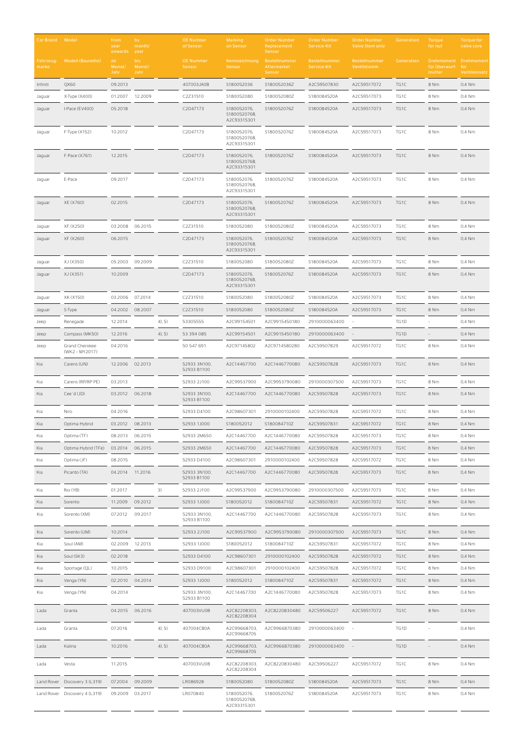| Car Brand | Model | from year onwards | by month/ year | | OE Number of Sensor | Marking on Sensor | Order Number Replacement Sensor | Order Number Service-Kit | Order Number Valve Stem only | Generation | Torque for nut | Torque for valve core |
|---|---|---|---|---|---|---|---|---|---|---|---|---|
| Fahrzeug-marke | Modell (Baureihe) | ab Monat/ Jahr | bis Monat/ Jahr | | OE Nummer Sensor | Kennzeichnung Sensor | Bestellnummer Aftermarket Sensor | Bestellnummer Service-Kit | Bestellnummer Ventilstamm | Generation | Drehmoment für Überwurf-mutter | Drehmoment für Ventileinsatz |
| Infiniti | QX60 | 09.2013 | | | 407003JA0B | S180052036 | S180052036Z | A2C59507830 | A2C59517072 | TG1C | 8 Nm | 0.4 Nm |
| Jaguar | X-Type (X400) | 01.2007 | 12.2009 | | C2Z31510 | S180052080 | S180052080Z | S180084520A | A2C59517073 | TG1C | 8 Nm | 0.4 Nm |
| Jaguar | I-Pace (EV400) | 05.2018 | | | C2D47173 | S180052076, S180052076B, A2C93315301 | S180052076Z | S180084520A | A2C59517073 | TG1C | 8 Nm | 0.4 Nm |
| Jaguar | F-Type (X152) | 10.2012 | | | C2D47173 | S180052076, S180052076B, A2C93315301 | S180052076Z | S180084520A | A2C59517073 | TG1C | 8 Nm | 0.4 Nm |
| Jaguar | F-Pace (X761) | 12.2015 | | | C2D47173 | S180052076, S180052076B, A2C93315301 | S180052076Z | S180084520A | A2C59517073 | TG1C | 8 Nm | 0.4 Nm |
| Jaguar | E-Pace | 09.2017 | | | C2D47173 | S180052076, S180052076B, A2C93315301 | S180052076Z | S180084520A | A2C59517073 | TG1C | 8 Nm | 0.4 Nm |
| Jaguar | XE (X760) | 02.2015 | | | C2D47173 | S180052076, S180052076B, A2C93315301 | S180052076Z | S180084520A | A2C59517073 | TG1C | 8 Nm | 0.4 Nm |
| Jaguar | XF (X250) | 03.2008 | 06.2015 | | C2Z31510 | S180052080 | S180052080Z | S180084520A | A2C59517073 | TG1C | 8 Nm | 0.4 Nm |
| Jaguar | XF (X260) | 06.2015 | | | C2D47173 | S180052076, S180052076B, A2C93315301 | S180052076Z | S180084520A | A2C59517073 | TG1C | 8 Nm | 0.4 Nm |
| Jaguar | XJ (X350) | 05.2003 | 09.2009 | | C2Z31510 | S180052080 | S180052080Z | S180084520A | A2C59517073 | TG1C | 8 Nm | 0.4 Nm |
| Jaguar | XJ (X351) | 10.2009 | | | C2D47173 | S180052076, S180052076B, A2C93315301 | S180052076Z | S180084520A | A2C59517073 | TG1C | 8 Nm | 0.4 Nm |
| Jaguar | XK (X150) | 03.2006 | 07.2014 | | C2Z31510 | S180052080 | S180052080Z | S180084520A | A2C59517073 | TG1C | 8 Nm | 0.4 Nm |
| Jaguar | S-Type | 04.2002 | 08.2007 | | C2Z31510 | S180052080 | S180052080Z | S180084520A | A2C59517073 | TG1C | 8 Nm | 0.4 Nm |
| Jeep | Renegade | 12.2014 | | 4), 5) | 53305555 | A2C99154501 | A2C9915450180 | 2910000063400 | - | TG1D | - | 0.4 Nm |
| Jeep | Compass (MK50) | 12.2016 | | 4), 5) | 53 394 085 | A2C99154501 | A2C9915450180 | 2910000063400 | - | TG1D | - | 0.4 Nm |
| Jeep | Grand Cherokee (WK2 - MY2017) | 04.2016 | | | 50 547 691 | A2C97145802 | A2C9714580280 | A2C59507829 | A2C59517072 | TG1C | 8 Nm | 0.4 Nm |
| Kia | Carens (UN) | 12.2006 | 02.2013 | | 52933 3N100, 52933 B1100 | A2C14467700 | A2C1446770080 | A2C59507828 | A2C59517073 | TG1C | 8 Nm | 0.4 Nm |
| Kia | Carens (RP/RP PE) | 03.2013 | | | 52933 2J100 | A2C99537900 | A2C9953790080 | 2910000307500 | A2C59517073 | TG1C | 8 Nm | 0.4 Nm |
| Kia | Cee´d (JD) | 03.2012 | 06.2018 | | 52933 3N100, 52933 B1100 | A2C14467700 | A2C1446770080 | A2C59507828 | A2C59517073 | TG1C | 8 Nm | 0.4 Nm |
| Kia | Niro | 04.2016 | | | 52933 D4100 | A2C98607301 | 2910000102400 | A2C59507828 | A2C59517072 | TG1C | 8 Nm | 0.4 Nm |
| Kia | Optima Hybrid | 03.2012 | 08.2013 | | 52933 1J000 | S180052012 | S180084710Z | A2C59507831 | A2C59517072 | TG1C | 8 Nm | 0.4 Nm |
| Kia | Optima (TF) | 08.2013 | 06.2015 | | 52933 2M650 | A2C14467700 | A2C1446770080 | A2C59507828 | A2C59517073 | TG1C | 8 Nm | 0.4 Nm |
| Kia | Optima Hybrid (TFe) | 03.2014 | 06.2015 | | 52933 2M650 | A2C14467700 | A2C1446770080 | A2C59507828 | A2C59517073 | TG1C | 8 Nm | 0.4 Nm |
| Kia | Optima (JF) | 08.2015 | | | 52933 D4100 | A2C98607301 | 2910000102400 | A2C59507828 | A2C59517072 | TG1C | 8 Nm | 0.4 Nm |
| Kia | Picanto (TA) | 04.2014 | 11.2016 | | 52933 3N100, 52933 B1100 | A2C14467700 | A2C1446770080 | A2C59507828 | A2C59517073 | TG1C | 8 Nm | 0.4 Nm |
| Kia | Rio (YB) | 01.2017 | | 3) | 52933 2J100 | A2C99537900 | A2C9953790080 | 2910000307500 | A2C59517073 | TG1C | 8 Nm | 0.4 Nm |
| Kia | Sorento | 11.2009 | 09.2012 | | 52933 1J000 | S180052012 | S180084710Z | A2C59507831 | A2C59517072 | TG1C | 8 Nm | 0.4 Nm |
| Kia | Sorento (XM) | 07.2012 | 09.2017 | | 52933 3N100, 52933 B1100 | A2C14467700 | A2C1446770080 | A2C59507828 | A2C59517073 | TG1C | 8 Nm | 0.4 Nm |
| Kia | Sorento (UM) | 10.2014 | | | 52933 2J100 | A2C99537900 | A2C9953790080 | 2910000307500 | A2C59517073 | TG1C | 8 Nm | 0.4 Nm |
| Kia | Soul (AM) | 02.2009 | 12.2013 | | 52933 1J000 | S180052012 | S180084710Z | A2C59507831 | A2C59517072 | TG1C | 8 Nm | 0.4 Nm |
| Kia | Soul (SK3) | 02.2018 | | | 52933 D4100 | A2C98607301 | 2910000102400 | A2C59507828 | A2C59517072 | TG1C | 8 Nm | 0.4 Nm |
| Kia | Sportage (QL) | 10.2015 | | | 52933 D9100 | A2C98607301 | 2910000102400 | A2C59507828 | A2C59517072 | TG1C | 8 Nm | 0.4 Nm |
| Kia | Venga (YN) | 02.2010 | 04.2014 | | 52933 1J000 | S180052012 | S180084710Z | A2C59507831 | A2C59517072 | TG1C | 8 Nm | 0.4 Nm |
| Kia | Venga (YN) | 04.2014 | | | 52933 3N100, 52933 B1100 | A2C14467700 | A2C1446770080 | A2C59507828 | A2C59517073 | TG1C | 8 Nm | 0.4 Nm |
| Lada | Granta | 04.2015 | 06.2016 | | 407003VU0B | A2C82208303, A2C82208304 | A2C8220830480 | A2C59506227 | A2C59517072 | TG1C | 8 Nm | 0.4 Nm |
| Lada | Granta | 07.2016 | | 4), 5) | 407004CB0A | A2C99668703, A2C99668705 | A2C9966870380 | 2910000063400 | - | TG1D | - | 0.4 Nm |
| Lada | Kalina | 10.2016 | | 4), 5) | 407004CB0A | A2C99668703, A2C99668705 | A2C9966870380 | 2910000063400 | - | TG1D | - | 0.4 Nm |
| Lada | Vesta | 11.2015 | | | 407003VU0B | A2C82208303, A2C82208304 | A2C8220830480 | A2C59506227 | A2C59517072 | TG1C | 8 Nm | 0.4 Nm |
| Land Rover | Discovery 3 (L319) | 07.2004 | 09.2009 | | LR086928 | S180052080 | S180052080Z | S180084520A | A2C59517073 | TG1C | 8 Nm | 0.4 Nm |
| Land Rover | Discovery 4 (L319) | 09.2009 | 03.2017 | | LR070840 | S180052076, S180052076B, A2C93315301 | S180052076Z | S180084520A | A2C59517073 | TG1C | 8 Nm | 0.4 Nm |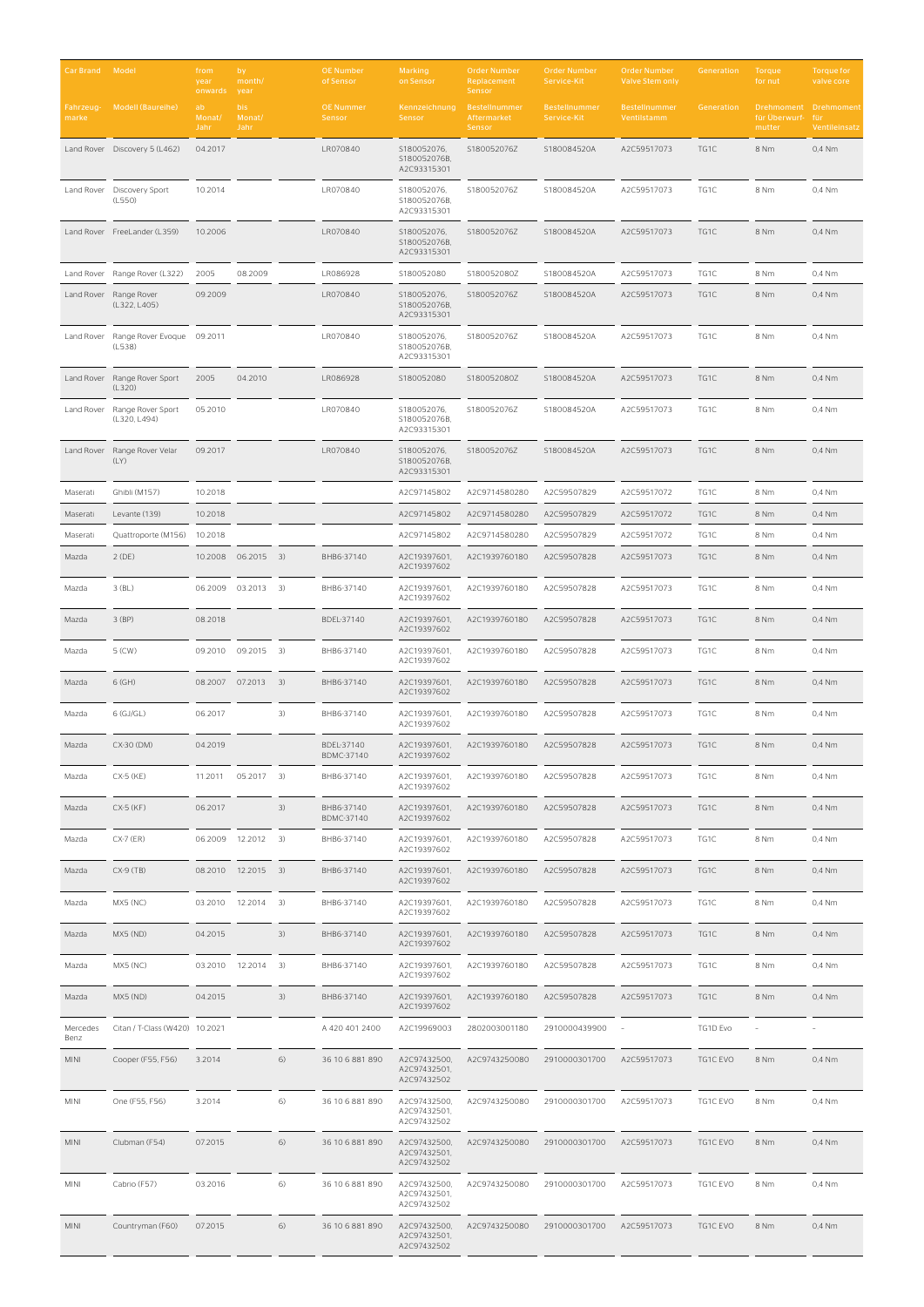| Car Brand<br>Fahrzeug-marke | Model<br>Modell (Baureihe) | from year onwards<br>ab Monat/ Jahr | by month/ year<br>bis Monat/ Jahr | | OE Number of Sensor<br>OE Nummer Sensor | Marking on Sensor<br>Kennzeichnung Sensor | Order Number Replacement Sensor<br>Bestellnummer Aftermarket Sensor | Order Number Service-Kit<br>Bestellnummer Service-Kit | Order Number Valve Stem only<br>Bestellnummer Ventilstamm | Generation<br>Generation | Torque for nut<br>Drehmoment für Überwurf-mutter | Torque for valve core<br>Drehmoment für Ventileinsatz |
|---|---|---|---|---|---|---|---|---|---|---|---|---|
| Land Rover | Discovery 5 (L462) | 04.2017 | | | LR070840 | S180052076, S180052076B, A2C93315301 | S180052076Z | S180084520A | A2C59517073 | TG1C | 8 Nm | 0,4 Nm |
| Land Rover | Discovery Sport (L550) | 10.2014 | | | LR070840 | S180052076, S180052076B, A2C93315301 | S180052076Z | S180084520A | A2C59517073 | TG1C | 8 Nm | 0,4 Nm |
| Land Rover | FreeLander (L359) | 10.2006 | | | LR070840 | S180052076, S180052076B, A2C93315301 | S180052076Z | S180084520A | A2C59517073 | TG1C | 8 Nm | 0,4 Nm |
| Land Rover | Range Rover (L322) | 2005 | 08.2009 | | LR086928 | S180052080 | S180052080Z | S180084520A | A2C59517073 | TG1C | 8 Nm | 0,4 Nm |
| Land Rover | Range Rover (L322, L405) | 09.2009 | | | LR070840 | S180052076, S180052076B, A2C93315301 | S180052076Z | S180084520A | A2C59517073 | TG1C | 8 Nm | 0,4 Nm |
| Land Rover | Range Rover Evoque (L538) | 09.2011 | | | LR070840 | S180052076, S180052076B, A2C93315301 | S180052076Z | S180084520A | A2C59517073 | TG1C | 8 Nm | 0,4 Nm |
| Land Rover | Range Rover Sport (L320) | 2005 | 04.2010 | | LR086928 | S180052080 | S180052080Z | S180084520A | A2C59517073 | TG1C | 8 Nm | 0,4 Nm |
| Land Rover | Range Rover Sport (L320, L494) | 05.2010 | | | LR070840 | S180052076, S180052076B, A2C93315301 | S180052076Z | S180084520A | A2C59517073 | TG1C | 8 Nm | 0,4 Nm |
| Land Rover | Range Rover Velar (LY) | 09.2017 | | | LR070840 | S180052076, S180052076B, A2C93315301 | S180052076Z | S180084520A | A2C59517073 | TG1C | 8 Nm | 0,4 Nm |
| Maserati | Ghibli (M157) | 10.2018 | | | | A2C97145802 | A2C9714580280 | A2C59507829 | A2C59517072 | TG1C | 8 Nm | 0,4 Nm |
| Maserati | Levante (139) | 10.2018 | | | | A2C97145802 | A2C9714580280 | A2C59507829 | A2C59517072 | TG1C | 8 Nm | 0,4 Nm |
| Maserati | Quattroporte (M156) | 10.2018 | | | | A2C97145802 | A2C9714580280 | A2C59507829 | A2C59517072 | TG1C | 8 Nm | 0,4 Nm |
| Mazda | 2 (DE) | 10.2008 | 06.2015 | 3) | BHB6-37140 | A2C19397601, A2C19397602 | A2C1939760180 | A2C59507828 | A2C59517073 | TG1C | 8 Nm | 0,4 Nm |
| Mazda | 3 (BL) | 06.2009 | 03.2013 | 3) | BHB6-37140 | A2C19397601, A2C19397602 | A2C1939760180 | A2C59507828 | A2C59517073 | TG1C | 8 Nm | 0,4 Nm |
| Mazda | 3 (BP) | 08.2018 | | | BDEL-37140 | A2C19397601, A2C19397602 | A2C1939760180 | A2C59507828 | A2C59517073 | TG1C | 8 Nm | 0,4 Nm |
| Mazda | 5 (CW) | 09.2010 | 09.2015 | 3) | BHB6-37140 | A2C19397601, A2C19397602 | A2C1939760180 | A2C59507828 | A2C59517073 | TG1C | 8 Nm | 0,4 Nm |
| Mazda | 6 (GH) | 08.2007 | 07.2013 | 3) | BHB6-37140 | A2C19397601, A2C19397602 | A2C1939760180 | A2C59507828 | A2C59517073 | TG1C | 8 Nm | 0,4 Nm |
| Mazda | 6 (GJ/GL) | 06.2017 | | 3) | BHB6-37140 | A2C19397601, A2C19397602 | A2C1939760180 | A2C59507828 | A2C59517073 | TG1C | 8 Nm | 0,4 Nm |
| Mazda | CX-30 (DM) | 04.2019 | | | BDEL-37140 BDMC-37140 | A2C19397601, A2C19397602 | A2C1939760180 | A2C59507828 | A2C59517073 | TG1C | 8 Nm | 0,4 Nm |
| Mazda | CX-5 (KE) | 11.2011 | 05.2017 | 3) | BHB6-37140 | A2C19397601, A2C19397602 | A2C1939760180 | A2C59507828 | A2C59517073 | TG1C | 8 Nm | 0,4 Nm |
| Mazda | CX-5 (KF) | 06.2017 | | 3) | BHB6-37140 BDMC-37140 | A2C19397601, A2C19397602 | A2C1939760180 | A2C59507828 | A2C59517073 | TG1C | 8 Nm | 0,4 Nm |
| Mazda | CX-7 (ER) | 06.2009 | 12.2012 | 3) | BHB6-37140 | A2C19397601, A2C19397602 | A2C1939760180 | A2C59507828 | A2C59517073 | TG1C | 8 Nm | 0,4 Nm |
| Mazda | CX-9 (TB) | 08.2010 | 12.2015 | 3) | BHB6-37140 | A2C19397601, A2C19397602 | A2C1939760180 | A2C59507828 | A2C59517073 | TG1C | 8 Nm | 0,4 Nm |
| Mazda | MX5 (NC) | 03.2010 | 12.2014 | 3) | BHB6-37140 | A2C19397601, A2C19397602 | A2C1939760180 | A2C59507828 | A2C59517073 | TG1C | 8 Nm | 0,4 Nm |
| Mazda | MX5 (ND) | 04.2015 | | 3) | BHB6-37140 | A2C19397601, A2C19397602 | A2C1939760180 | A2C59507828 | A2C59517073 | TG1C | 8 Nm | 0,4 Nm |
| Mazda | MX5 (NC) | 03.2010 | 12.2014 | 3) | BHB6-37140 | A2C19397601, A2C19397602 | A2C1939760180 | A2C59507828 | A2C59517073 | TG1C | 8 Nm | 0,4 Nm |
| Mazda | MX5 (ND) | 04.2015 | | 3) | BHB6-37140 | A2C19397601, A2C19397602 | A2C1939760180 | A2C59507828 | A2C59517073 | TG1C | 8 Nm | 0,4 Nm |
| Mercedes Benz | Citan / T-Class (W420) | 10.2021 | | | A 420 401 2400 | A2C19969003 | 2802003001180 | 2910000439900 | - | TG1D Evo | - | - |
| MINI | Cooper (F55, F56) | 3.2014 | | 6) | 36 10 6 881 890 | A2C97432500, A2C97432501, A2C97432502 | A2C9743250080 | 2910000301700 | A2C59517073 | TG1C EVO | 8 Nm | 0,4 Nm |
| MINI | One (F55, F56) | 3.2014 | | 6) | 36 10 6 881 890 | A2C97432500, A2C97432501, A2C97432502 | A2C9743250080 | 2910000301700 | A2C59517073 | TG1C EVO | 8 Nm | 0,4 Nm |
| MINI | Clubman (F54) | 07.2015 | | 6) | 36 10 6 881 890 | A2C97432500, A2C97432501, A2C97432502 | A2C9743250080 | 2910000301700 | A2C59517073 | TG1C EVO | 8 Nm | 0,4 Nm |
| MINI | Cabrio (F57) | 03.2016 | | 6) | 36 10 6 881 890 | A2C97432500, A2C97432501, A2C97432502 | A2C9743250080 | 2910000301700 | A2C59517073 | TG1C EVO | 8 Nm | 0,4 Nm |
| MINI | Countryman (F60) | 07.2015 | | 6) | 36 10 6 881 890 | A2C97432500, A2C97432501, A2C97432502 | A2C9743250080 | 2910000301700 | A2C59517073 | TG1C EVO | 8 Nm | 0,4 Nm |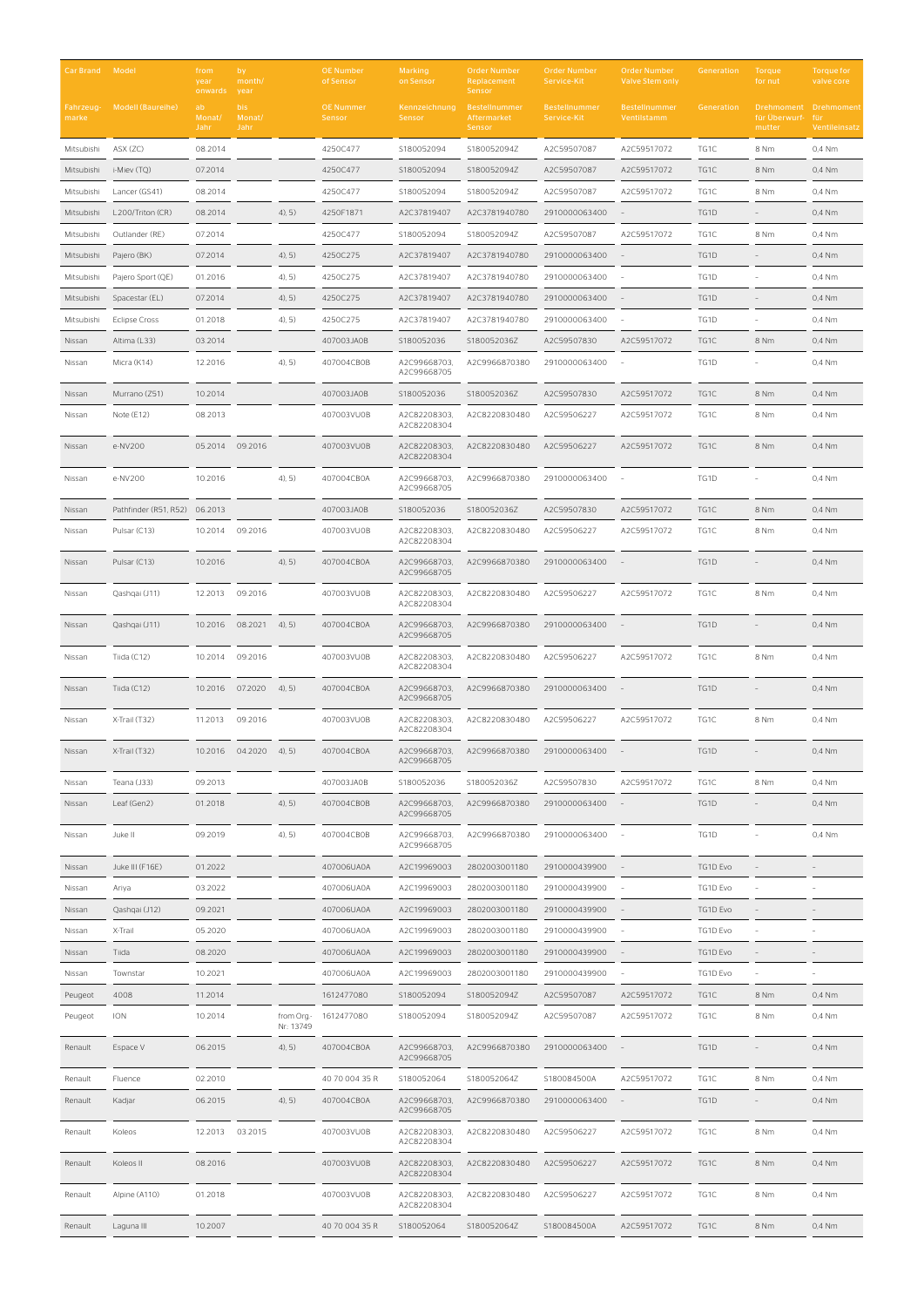| Car Brand | Model | from year onwards | by month/ year | | OE Number of Sensor | Marking on Sensor | Order Number Replacement Sensor | Order Number Service-Kit | Order Number Valve Stem only | Generation | Torque for nut | Torque for valve core |
|---|---|---|---|---|---|---|---|---|---|---|---|---|
| Fahrzeug-marke | Modell (Baureihe) | ab Monat/ Jahr | bis Monat/ Jahr | | OE Nummer Sensor | Kennzeichnung Sensor | Bestellnummer Aftermarket Sensor | Bestellnummer Service-Kit | Bestellnummer Ventilstamm | Generation | Drehmoment für Überwurf-mutter | Drehmoment für Ventileinsatz |
| Mitsubishi | ASX (ZC) | 08.2014 | | | 4250C477 | S180052094 | S180052094Z | A2C59507087 | A2C59517072 | TG1C | 8 Nm | 0,4 Nm |
| Mitsubishi | i-Miev (TQ) | 07.2014 | | | 4250C477 | S180052094 | S180052094Z | A2C59507087 | A2C59517072 | TG1C | 8 Nm | 0,4 Nm |
| Mitsubishi | Lancer (GS41) | 08.2014 | | | 4250C477 | S180052094 | S180052094Z | A2C59507087 | A2C59517072 | TG1C | 8 Nm | 0,4 Nm |
| Mitsubishi | L200/Triton (CR) | 08.2014 | | 4), 5) | 4250F1871 | A2C37819407 | A2C3781940780 | 2910000063400 | - | TG1D | - | 0,4 Nm |
| Mitsubishi | Outlander (RE) | 07.2014 | | | 4250C477 | S180052094 | S180052094Z | A2C59507087 | A2C59517072 | TG1C | 8 Nm | 0,4 Nm |
| Mitsubishi | Pajero (BK) | 07.2014 | | 4), 5) | 4250C275 | A2C37819407 | A2C3781940780 | 2910000063400 | - | TG1D | - | 0,4 Nm |
| Mitsubishi | Pajero Sport (QE) | 01.2016 | | 4), 5) | 4250C275 | A2C37819407 | A2C3781940780 | 2910000063400 | - | TG1D | - | 0,4 Nm |
| Mitsubishi | Spacestar (EL) | 07.2014 | | 4), 5) | 4250C275 | A2C37819407 | A2C3781940780 | 2910000063400 | - | TG1D | - | 0,4 Nm |
| Mitsubishi | Eclipse Cross | 01.2018 | | 4), 5) | 4250C275 | A2C37819407 | A2C3781940780 | 2910000063400 | - | TG1D | - | 0,4 Nm |
| Nissan | Altima (L33) | 03.2014 | | | 407003JA0B | S180052036 | S180052036Z | A2C59507830 | A2C59517072 | TG1C | 8 Nm | 0,4 Nm |
| Nissan | Micra (K14) | 12.2016 | | 4), 5) | 407004CB0B | A2C99668703, A2C99668705 | A2C9966870380 | 2910000063400 | - | TG1D | - | 0,4 Nm |
| Nissan | Murrano (Z51) | 10.2014 | | | 407003JA0B | S180052036 | S180052036Z | A2C59507830 | A2C59517072 | TG1C | 8 Nm | 0,4 Nm |
| Nissan | Note (E12) | 08.2013 | | | 407003VU0B | A2C82208303, A2C82208304 | A2C8220830480 | A2C59506227 | A2C59517072 | TG1C | 8 Nm | 0,4 Nm |
| Nissan | e-NV200 | 05.2014 | 09.2016 | | 407003VU0B | A2C82208303, A2C82208304 | A2C8220830480 | A2C59506227 | A2C59517072 | TG1C | 8 Nm | 0,4 Nm |
| Nissan | e-NV200 | 10.2016 | | 4), 5) | 407004CB0A | A2C99668703, A2C99668705 | A2C9966870380 | 2910000063400 | - | TG1D | - | 0,4 Nm |
| Nissan | Pathfinder (R51, R52) | 06.2013 | | | 407003JA0B | S180052036 | S180052036Z | A2C59507830 | A2C59517072 | TG1C | 8 Nm | 0,4 Nm |
| Nissan | Pulsar (C13) | 10.2014 | 09.2016 | | 407003VU0B | A2C82208303, A2C82208304 | A2C8220830480 | A2C59506227 | A2C59517072 | TG1C | 8 Nm | 0,4 Nm |
| Nissan | Pulsar (C13) | 10.2016 | | 4), 5) | 407004CB0A | A2C99668703, A2C99668705 | A2C9966870380 | 2910000063400 | - | TG1D | - | 0,4 Nm |
| Nissan | Qashqai (J11) | 12.2013 | 09.2016 | | 407003VU0B | A2C82208303, A2C82208304 | A2C8220830480 | A2C59506227 | A2C59517072 | TG1C | 8 Nm | 0,4 Nm |
| Nissan | Qashqai (J11) | 10.2016 | 08.2021 | 4), 5) | 407004CB0A | A2C99668703, A2C99668705 | A2C9966870380 | 2910000063400 | - | TG1D | - | 0,4 Nm |
| Nissan | Tiida (C12) | 10.2014 | 09.2016 | | 407003VU0B | A2C82208303, A2C82208304 | A2C8220830480 | A2C59506227 | A2C59517072 | TG1C | 8 Nm | 0,4 Nm |
| Nissan | Tiida (C12) | 10.2016 | 07.2020 | 4), 5) | 407004CB0A | A2C99668703, A2C99668705 | A2C9966870380 | 2910000063400 | - | TG1D | - | 0,4 Nm |
| Nissan | X-Trail (T32) | 11.2013 | 09.2016 | | 407003VU0B | A2C82208303, A2C82208304 | A2C8220830480 | A2C59506227 | A2C59517072 | TG1C | 8 Nm | 0,4 Nm |
| Nissan | X-Trail (T32) | 10.2016 | 04.2020 | 4), 5) | 407004CB0A | A2C99668703, A2C99668705 | A2C9966870380 | 2910000063400 | - | TG1D | - | 0,4 Nm |
| Nissan | Teana (J33) | 09.2013 | | | 407003JA0B | S180052036 | S180052036Z | A2C59507830 | A2C59517072 | TG1C | 8 Nm | 0,4 Nm |
| Nissan | Leaf (Gen2) | 01.2018 | | 4), 5) | 407004CB0B | A2C99668703, A2C99668705 | A2C9966870380 | 2910000063400 | - | TG1D | - | 0,4 Nm |
| Nissan | Juke II | 09.2019 | | 4), 5) | 407004CB0B | A2C99668703, A2C99668705 | A2C9966870380 | 2910000063400 | - | TG1D | - | 0,4 Nm |
| Nissan | Juke III (F16E) | 01.2022 | | | 407006UA0A | A2C19969003 | 2802003001180 | 2910000439900 | - | TG1D Evo | - | - |
| Nissan | Ariya | 03.2022 | | | 407006UA0A | A2C19969003 | 2802003001180 | 2910000439900 | - | TG1D Evo | - | - |
| Nissan | Qashqai (J12) | 09.2021 | | | 407006UA0A | A2C19969003 | 2802003001180 | 2910000439900 | - | TG1D Evo | - | - |
| Nissan | X-Trail | 05.2020 | | | 407006UA0A | A2C19969003 | 2802003001180 | 2910000439900 | - | TG1D Evo | - | - |
| Nissan | Tiida | 08.2020 | | | 407006UA0A | A2C19969003 | 2802003001180 | 2910000439900 | - | TG1D Evo | - | - |
| Nissan | Townstar | 10.2021 | | | 407006UA0A | A2C19969003 | 2802003001180 | 2910000439900 | - | TG1D Evo | - | - |
| Peugeot | 4008 | 11.2014 | | | 1612477080 | S180052094 | S180052094Z | A2C59507087 | A2C59517072 | TG1C | 8 Nm | 0,4 Nm |
| Peugeot | ION | 10.2014 | | from Org-Nr. 13749 | 1612477080 | S180052094 | S180052094Z | A2C59507087 | A2C59517072 | TG1C | 8 Nm | 0,4 Nm |
| Renault | Espace V | 06.2015 | | 4), 5) | 407004CB0A | A2C99668703, A2C99668705 | A2C9966870380 | 2910000063400 | - | TG1D | - | 0,4 Nm |
| Renault | Fluence | 02.2010 | | | 40 70 004 35 R | S180052064 | S180052064Z | S180084500A | A2C59517072 | TG1C | 8 Nm | 0,4 Nm |
| Renault | Kadjar | 06.2015 | | 4), 5) | 407004CB0A | A2C99668703, A2C99668705 | A2C9966870380 | 2910000063400 | - | TG1D | - | 0,4 Nm |
| Renault | Koleos | 12.2013 | 03.2015 | | 407003VU0B | A2C82208303, A2C82208304 | A2C8220830480 | A2C59506227 | A2C59517072 | TG1C | 8 Nm | 0,4 Nm |
| Renault | Koleos II | 08.2016 | | | 407003VU0B | A2C82208303, A2C82208304 | A2C8220830480 | A2C59506227 | A2C59517072 | TG1C | 8 Nm | 0,4 Nm |
| Renault | Alpine (A110) | 01.2018 | | | 407003VU0B | A2C82208303, A2C82208304 | A2C8220830480 | A2C59506227 | A2C59517072 | TG1C | 8 Nm | 0,4 Nm |
| Renault | Laguna III | 10.2007 | | | 40 70 004 35 R | S180052064 | S180052064Z | S180084500A | A2C59517072 | TG1C | 8 Nm | 0,4 Nm |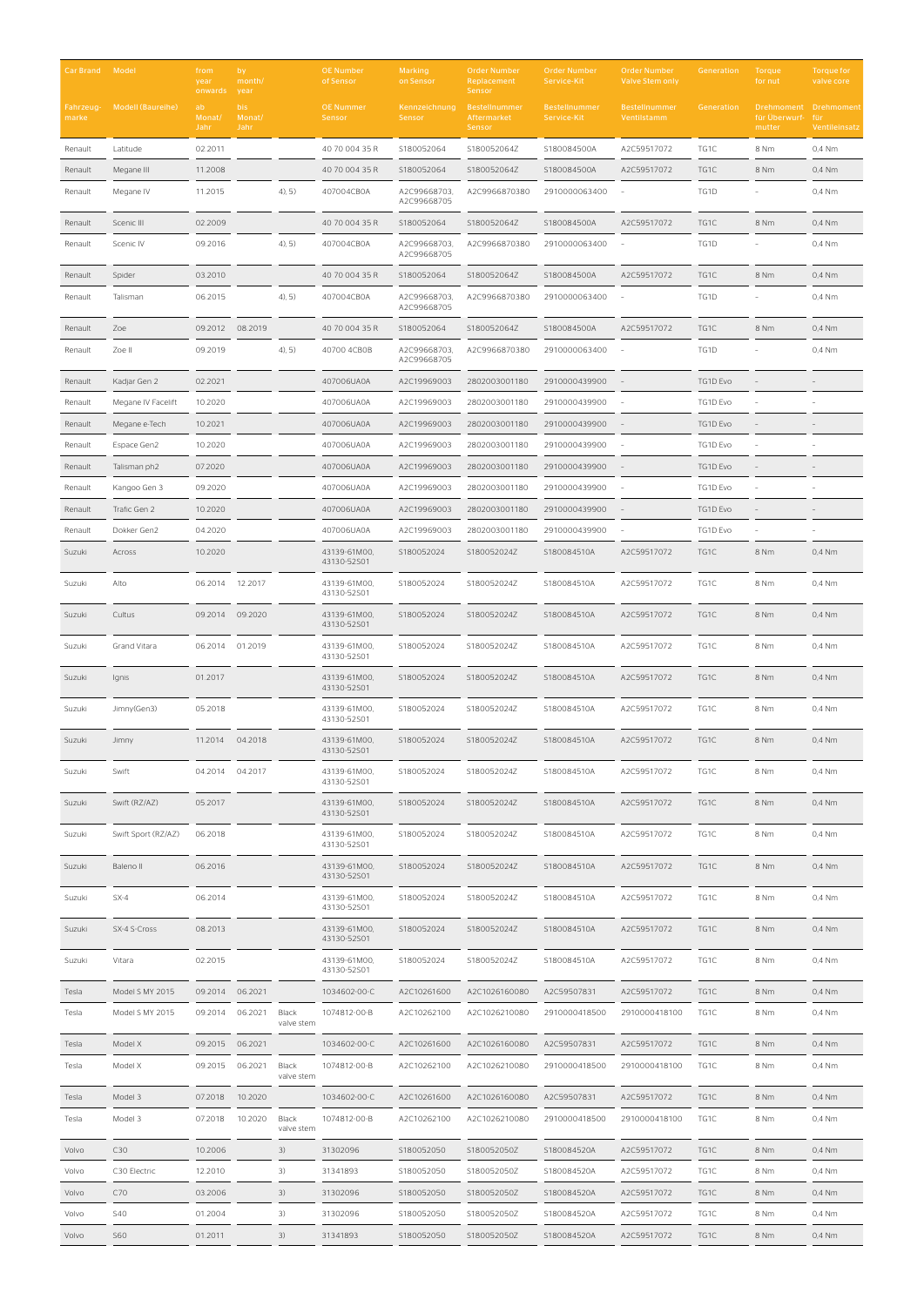| Car Brand | Model | from year onwards | by month/ year | | OE Number of Sensor | Marking on Sensor | Order Number Replacement Sensor | Order Number Service-Kit | Order Number Valve Stem only | Generation | Torque for nut | Torque for valve core |
|---|---|---|---|---|---|---|---|---|---|---|---|---|
| Fahrzeug-marke | Modell (Baureihe) | ab Monat/ Jahr | bis Monat/ Jahr | | OE Nummer Sensor | Kennzeichnung Sensor | Bestellnummer Aftermarket Sensor | Bestellnummer Service-Kit | Bestellnummer Ventilstamm | Generation | Drehmoment für Überwurf-mutter | Drehmoment für Ventileinsatz |
| Renault | Latitude | 02.2011 | | | 40 70 004 35 R | S180052064 | S180052064Z | S180084500A | A2C59517072 | TG1C | 8 Nm | 0.4 Nm |
| Renault | Megane III | 11.2008 | | | 40 70 004 35 R | S180052064 | S180052064Z | S180084500A | A2C59517072 | TG1C | 8 Nm | 0.4 Nm |
| Renault | Megane IV | 11.2015 | | 4), 5) | 407004CB0A | A2C99668703, A2C99668705 | A2C9966870380 | 2910000063400 | - | TG1D | - | 0.4 Nm |
| Renault | Scenic III | 02.2009 | | | 40 70 004 35 R | S180052064 | S180052064Z | S180084500A | A2C59517072 | TG1C | 8 Nm | 0.4 Nm |
| Renault | Scenic IV | 09.2016 | | 4), 5) | 407004CB0A | A2C99668703, A2C99668705 | A2C9966870380 | 2910000063400 | - | TG1D | - | 0.4 Nm |
| Renault | Spider | 03.2010 | | | 40 70 004 35 R | S180052064 | S180052064Z | S180084500A | A2C59517072 | TG1C | 8 Nm | 0.4 Nm |
| Renault | Talisman | 06.2015 | | 4), 5) | 407004CB0A | A2C99668703, A2C99668705 | A2C9966870380 | 2910000063400 | - | TG1D | - | 0.4 Nm |
| Renault | Zoe | 09.2012 | 08.2019 | | 40 70 004 35 R | S180052064 | S180052064Z | S180084500A | A2C59517072 | TG1C | 8 Nm | 0.4 Nm |
| Renault | Zoe II | 09.2019 | | 4), 5) | 40700 4CB0B | A2C99668703, A2C99668705 | A2C9966870380 | 2910000063400 | - | TG1D | - | 0.4 Nm |
| Renault | Kadjar Gen 2 | 02.2021 | | | 407006UA0A | A2C19969003 | 2802003001180 | 2910000439900 | - | TG1D Evo | - | - |
| Renault | Megane IV Facelift | 10.2020 | | | 407006UA0A | A2C19969003 | 2802003001180 | 2910000439900 | - | TG1D Evo | - | - |
| Renault | Megane e-Tech | 10.2021 | | | 407006UA0A | A2C19969003 | 2802003001180 | 2910000439900 | - | TG1D Evo | - | - |
| Renault | Espace Gen2 | 10.2020 | | | 407006UA0A | A2C19969003 | 2802003001180 | 2910000439900 | - | TG1D Evo | - | - |
| Renault | Talisman ph2 | 07.2020 | | | 407006UA0A | A2C19969003 | 2802003001180 | 2910000439900 | - | TG1D Evo | - | - |
| Renault | Kangoo Gen 3 | 09.2020 | | | 407006UA0A | A2C19969003 | 2802003001180 | 2910000439900 | - | TG1D Evo | - | - |
| Renault | Trafic Gen 2 | 10.2020 | | | 407006UA0A | A2C19969003 | 2802003001180 | 2910000439900 | - | TG1D Evo | - | - |
| Renault | Dokker Gen2 | 04.2020 | | | 407006UA0A | A2C19969003 | 2802003001180 | 2910000439900 | - | TG1D Evo | - | - |
| Suzuki | Across | 10.2020 | | | 43139-61M00, 43130-52S01 | S180052024 | S180052024Z | S180084510A | A2C59517072 | TG1C | 8 Nm | 0.4 Nm |
| Suzuki | Alto | 06.2014 | 12.2017 | | 43139-61M00, 43130-52S01 | S180052024 | S180052024Z | S180084510A | A2C59517072 | TG1C | 8 Nm | 0.4 Nm |
| Suzuki | Cultus | 09.2014 | 09.2020 | | 43139-61M00, 43130-52S01 | S180052024 | S180052024Z | S180084510A | A2C59517072 | TG1C | 8 Nm | 0.4 Nm |
| Suzuki | Grand Vitara | 06.2014 | 01.2019 | | 43139-61M00, 43130-52S01 | S180052024 | S180052024Z | S180084510A | A2C59517072 | TG1C | 8 Nm | 0.4 Nm |
| Suzuki | Ignis | 01.2017 | | | 43139-61M00, 43130-52S01 | S180052024 | S180052024Z | S180084510A | A2C59517072 | TG1C | 8 Nm | 0.4 Nm |
| Suzuki | Jimny(Gen3) | 05.2018 | | | 43139-61M00, 43130-52S01 | S180052024 | S180052024Z | S180084510A | A2C59517072 | TG1C | 8 Nm | 0.4 Nm |
| Suzuki | Jimny | 11.2014 | 04.2018 | | 43139-61M00, 43130-52S01 | S180052024 | S180052024Z | S180084510A | A2C59517072 | TG1C | 8 Nm | 0.4 Nm |
| Suzuki | Swift | 04.2014 | 04.2017 | | 43139-61M00, 43130-52S01 | S180052024 | S180052024Z | S180084510A | A2C59517072 | TG1C | 8 Nm | 0.4 Nm |
| Suzuki | Swift (RZ/AZ) | 05.2017 | | | 43139-61M00, 43130-52S01 | S180052024 | S180052024Z | S180084510A | A2C59517072 | TG1C | 8 Nm | 0.4 Nm |
| Suzuki | Swift Sport (RZ/AZ) | 06.2018 | | | 43139-61M00, 43130-52S01 | S180052024 | S180052024Z | S180084510A | A2C59517072 | TG1C | 8 Nm | 0.4 Nm |
| Suzuki | Baleno II | 06.2016 | | | 43139-61M00, 43130-52S01 | S180052024 | S180052024Z | S180084510A | A2C59517072 | TG1C | 8 Nm | 0.4 Nm |
| Suzuki | SX-4 | 06.2014 | | | 43139-61M00, 43130-52S01 | S180052024 | S180052024Z | S180084510A | A2C59517072 | TG1C | 8 Nm | 0.4 Nm |
| Suzuki | SX-4 S-Cross | 08.2013 | | | 43139-61M00, 43130-52S01 | S180052024 | S180052024Z | S180084510A | A2C59517072 | TG1C | 8 Nm | 0.4 Nm |
| Suzuki | Vitara | 02.2015 | | | 43139-61M00, 43130-52S01 | S180052024 | S180052024Z | S180084510A | A2C59517072 | TG1C | 8 Nm | 0.4 Nm |
| Tesla | Model S MY 2015 | 09.2014 | 06.2021 | | 1034602-00-C | A2C10261600 | A2C1026160080 | A2C59507831 | A2C59517072 | TG1C | 8 Nm | 0.4 Nm |
| Tesla | Model S MY 2015 | 09.2014 | 06.2021 | Black valve stem | 1074812-00-B | A2C10262100 | A2C1026210080 | 2910000418500 | 2910000418100 | TG1C | 8 Nm | 0.4 Nm |
| Tesla | Model X | 09.2015 | 06.2021 | | 1034602-00-C | A2C10261600 | A2C1026160080 | A2C59507831 | A2C59517072 | TG1C | 8 Nm | 0.4 Nm |
| Tesla | Model X | 09.2015 | 06.2021 | Black valve stem | 1074812-00-B | A2C10262100 | A2C1026210080 | 2910000418500 | 2910000418100 | TG1C | 8 Nm | 0.4 Nm |
| Tesla | Model 3 | 07.2018 | 10.2020 | | 1034602-00-C | A2C10261600 | A2C1026160080 | A2C59507831 | A2C59517072 | TG1C | 8 Nm | 0.4 Nm |
| Tesla | Model 3 | 07.2018 | 10.2020 | Black valve stem | 1074812-00-B | A2C10262100 | A2C1026210080 | 2910000418500 | 2910000418100 | TG1C | 8 Nm | 0.4 Nm |
| Volvo | C30 | 10.2006 | | 3) | 31302096 | S180052050 | S180052050Z | S180084520A | A2C59517072 | TG1C | 8 Nm | 0.4 Nm |
| Volvo | C30 Electric | 12.2010 | | 3) | 31341893 | S180052050 | S180052050Z | S180084520A | A2C59517072 | TG1C | 8 Nm | 0.4 Nm |
| Volvo | C70 | 03.2006 | | 3) | 31302096 | S180052050 | S180052050Z | S180084520A | A2C59517072 | TG1C | 8 Nm | 0.4 Nm |
| Volvo | S40 | 01.2004 | | 3) | 31302096 | S180052050 | S180052050Z | S180084520A | A2C59517072 | TG1C | 8 Nm | 0.4 Nm |
| Volvo | S60 | 01.2011 | | 3) | 31341893 | S180052050 | S180052050Z | S180084520A | A2C59517072 | TG1C | 8 Nm | 0.4 Nm |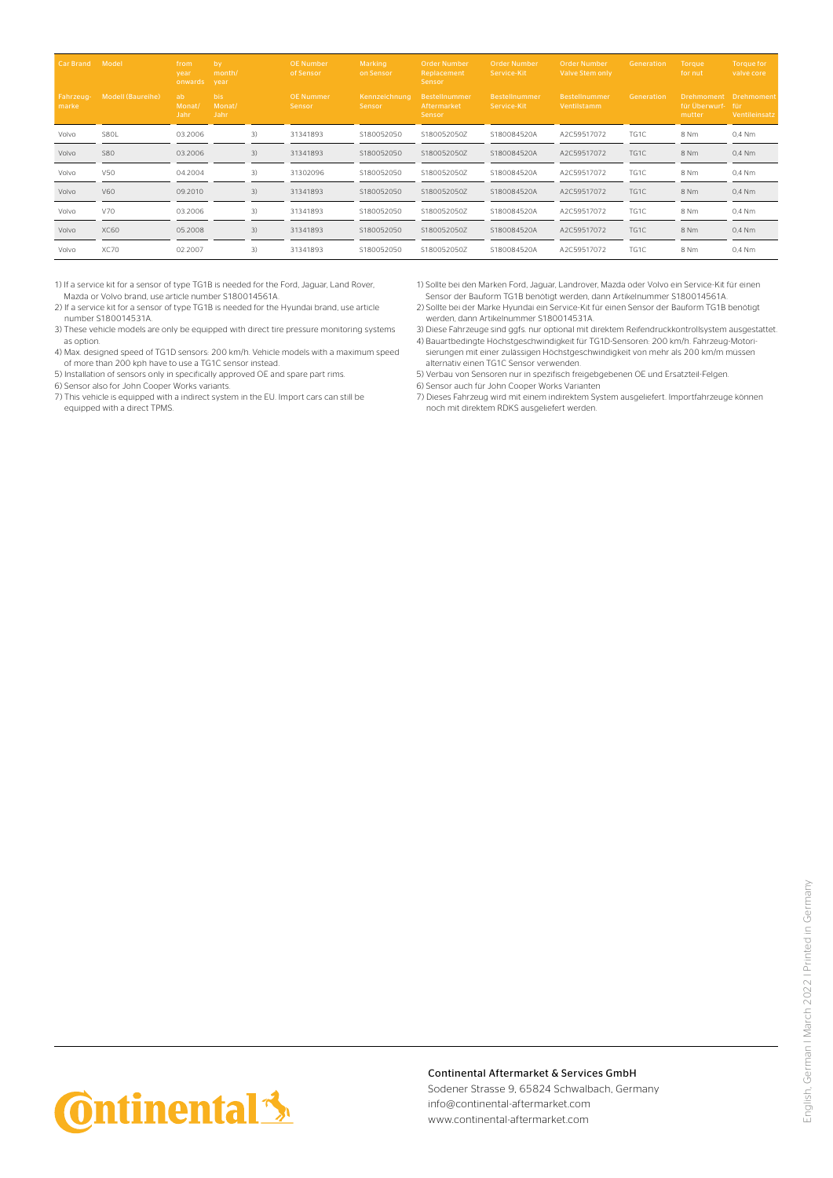| Car Brand<br>Fahrzeug-marke | Model<br>Modell (Baureihe) | from year onwards<br>ab Monat/Jahr | by month/year<br>bis Monat/Jahr | | OE Number of Sensor<br>OE Nummer Sensor | Marking on Sensor<br>Kennzeichnung Sensor | Order Number Replacement Sensor<br>Bestellnummer Aftermarket Sensor | Order Number Service-Kit<br>Bestellnummer Service-Kit | Order Number Valve Stem only<br>Bestellnummer Ventilstamm | Generation<br>Generation | Torque for nut<br>Drehmoment für Überwurf-mutter | Torque for valve core<br>Drehmoment für Ventileinsatz |
|---|---|---|---|---|---|---|---|---|---|---|---|---|
| Volvo | S80L | 03.2006 | | 3) | 31341893 | S180052050 | S180052050Z | S180084520A | A2C59517072 | TG1C | 8 Nm | 0,4 Nm |
| Volvo | S80 | 03.2006 | | 3) | 31341893 | S180052050 | S180052050Z | S180084520A | A2C59517072 | TG1C | 8 Nm | 0,4 Nm |
| Volvo | V50 | 04.2004 | | 3) | 31302096 | S180052050 | S180052050Z | S180084520A | A2C59517072 | TG1C | 8 Nm | 0,4 Nm |
| Volvo | V60 | 09.2010 | | 3) | 31341893 | S180052050 | S180052050Z | S180084520A | A2C59517072 | TG1C | 8 Nm | 0,4 Nm |
| Volvo | V70 | 03.2006 | | 3) | 31341893 | S180052050 | S180052050Z | S180084520A | A2C59517072 | TG1C | 8 Nm | 0,4 Nm |
| Volvo | XC60 | 05.2008 | | 3) | 31341893 | S180052050 | S180052050Z | S180084520A | A2C59517072 | TG1C | 8 Nm | 0,4 Nm |
| Volvo | XC70 | 02.2007 | | 3) | 31341893 | S180052050 | S180052050Z | S180084520A | A2C59517072 | TG1C | 8 Nm | 0,4 Nm |

1) If a service kit for a sensor of type TG1B is needed for the Ford, Jaguar, Land Rover, Mazda or Volvo brand, use article number S180014561A.
2) If a service kit for a sensor of type TG1B is needed for the Hyundai brand, use article number S180014531A.
3) These vehicle models are only be equipped with direct tire pressure monitoring systems as option.
4) Max. designed speed of TG1D sensors: 200 km/h. Vehicle models with a maximum speed of more than 200 kph have to use a TG1C sensor instead.
5) Installation of sensors only in specifically approved OE and spare part rims.
6) Sensor also for John Cooper Works variants.
7) This vehicle is equipped with a indirect system in the EU. Import cars can still be equipped with a direct TPMS.

1) Sollte bei den Marken Ford, Jaguar, Landrover, Mazda oder Volvo ein Service-Kit für einen Sensor der Bauform TG1B benötigt werden, dann Artikelnummer S180014561A.
2) Sollte bei der Marke Hyundai ein Service-Kit für einen Sensor der Bauform TG1B benötigt werden, dann Artikelnummer S180014531A.
3) Diese Fahrzeuge sind ggfs. nur optional mit direktem Reifendruckkontrollsystem ausgestattet.
4) Bauartbedingte Höchstgeschwindigkeit für TG1D-Sensoren: 200 km/h. Fahrzeug-Motorisierungen mit einer zulässigen Höchstgeschwindigkeit von mehr als 200 km/m müssen alternativ einen TG1C Sensor verwenden.
5) Verbau von Sensoren nur in spezifisch freigebgebenen OE und Ersatzteil-Felgen.
6) Sensor auch für John Cooper Works Varianten
7) Dieses Fahrzeug wird mit einem indirektem System ausgeliefert. Importfahrzeuge können noch mit direktem RDKS ausgeliefert werden.

Continental

**Continental Aftermarket & Services GmbH**
Sodener Strasse 9, 65824 Schwalbach, Germany
info@continental-aftermarket.com
www.continental-aftermarket.com

English, German | March 2022 | Printed in Germany